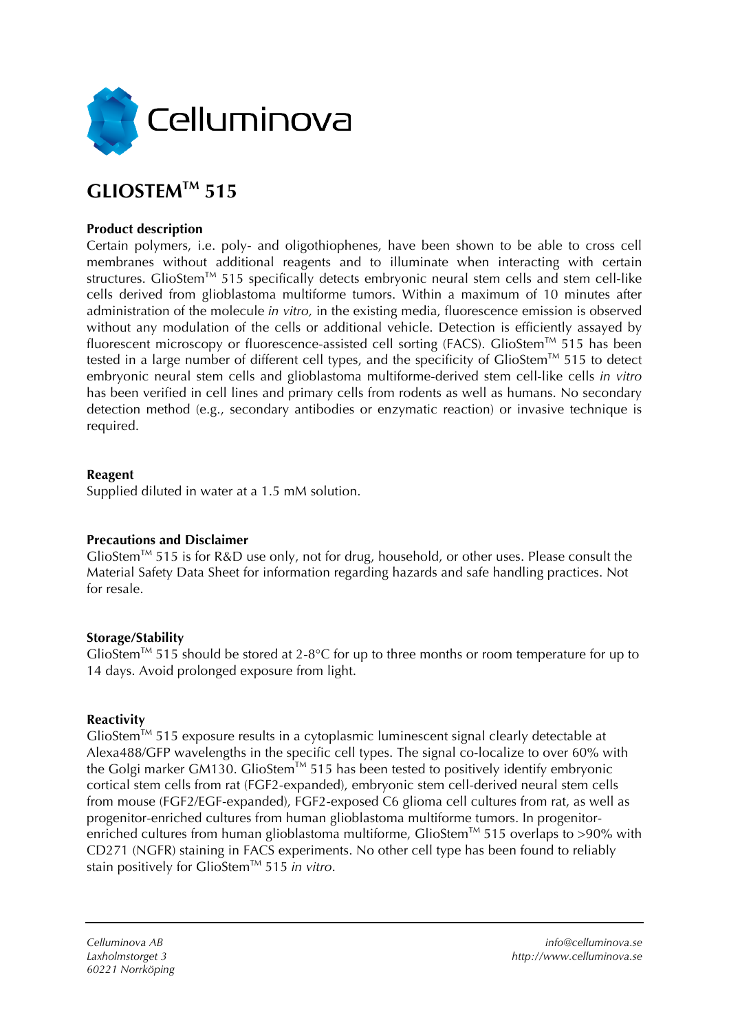Celluminova

# GLIOSTEM™ 515

**Product description**

Certain polymers, i.e. poly- and oligothiophenes, have been shown to be able to cross cell membranes without additional reagents and to illuminate when interacting with certain structures. GlioStem™ 515 specifically detects embryonic neural stem cells and stem cell-like cells derived from glioblastoma multiforme tumors. Within a maximum of 10 minutes after administration of the molecule *in vitro,* in the existing media, fluorescence emission is observed without any modulation of the cells or additional vehicle. Detection is efficiently assayed by fluorescent microscopy or fluorescence-assisted cell sorting (FACS). GlioStem™ 515 has been tested in a large number of different cell types, and the specificity of GlioStem™ 515 to detect embryonic neural stem cells and glioblastoma multiforme-derived stem cell-like cells *in vitro* has been verified in cell lines and primary cells from rodents as well as humans. No secondary detection method (e.g., secondary antibodies or enzymatic reaction) or invasive technique is required.

**Reagent**

Supplied diluted in water at a 1.5 mM solution.

**Precautions and Disclaimer**

GlioStem™ 515 is for R&D use only, not for drug, household, or other uses. Please consult the Material Safety Data Sheet for information regarding hazards and safe handling practices. Not for resale.

**Storage/Stability**

GlioStem™ 515 should be stored at 2-8°C for up to three months or room temperature for up to 14 days. Avoid prolonged exposure from light.

**Reactivity**

GlioStem™ 515 exposure results in a cytoplasmic luminescent signal clearly detectable at Alexa488/GFP wavelengths in the specific cell types. The signal co-localize to over 60% with the Golgi marker GM130. GlioStem™ 515 has been tested to positively identify embryonic cortical stem cells from rat (FGF2-expanded), embryonic stem cell-derived neural stem cells from mouse (FGF2/EGF-expanded), FGF2-exposed C6 glioma cell cultures from rat, as well as progenitor-enriched cultures from human glioblastoma multiforme tumors. In progenitor-enriched cultures from human glioblastoma multiforme, GlioStem™ 515 overlaps to >90% with CD271 (NGFR) staining in FACS experiments. No other cell type has been found to reliably stain positively for GlioStem™ 515 *in vitro*.

*Celluminova AB*
*Laxholmstorget 3*
*60221 Norrköping*

*info@celluminova.se*
*http://www.celluminova.se*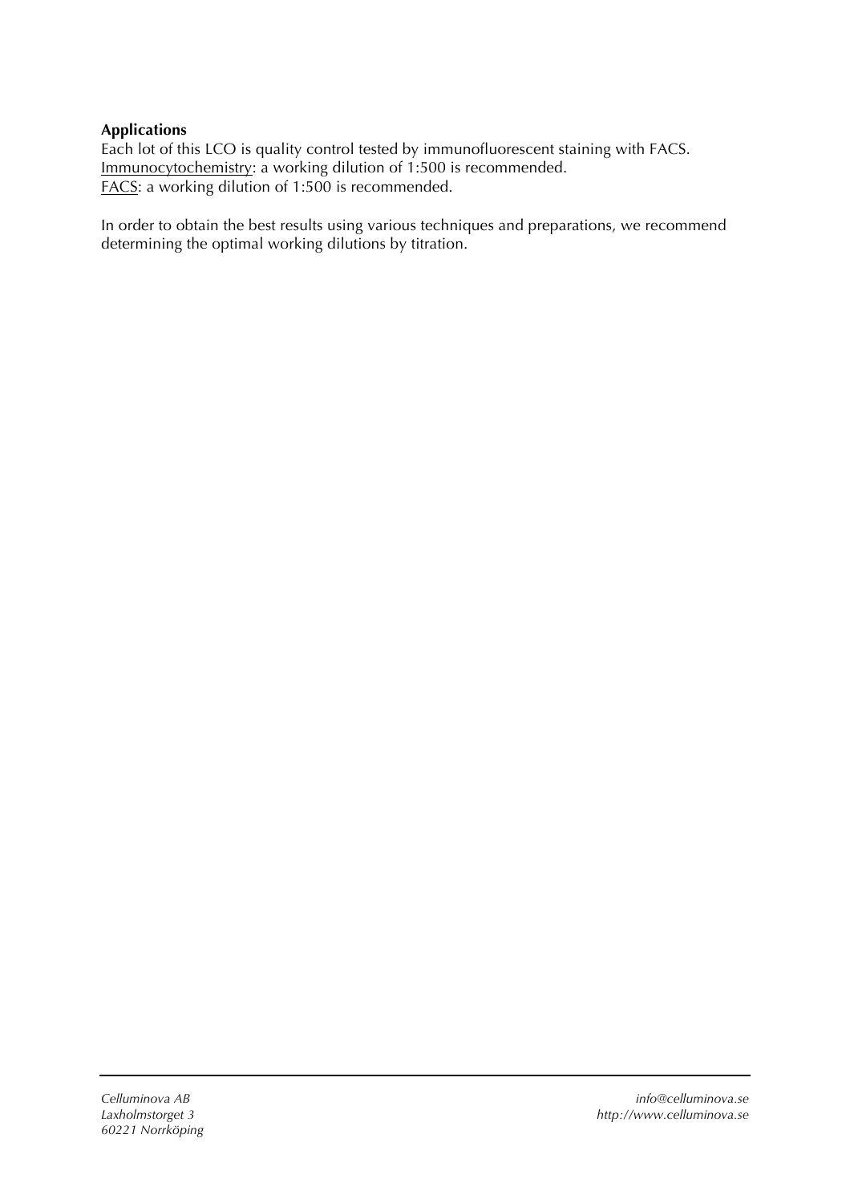**Applications**

Each lot of this LCO is quality control tested by immunofluorescent staining with FACS.
Immunocytochemistry: a working dilution of 1:500 is recommended.
FACS: a working dilution of 1:500 is recommended.

In order to obtain the best results using various techniques and preparations, we recommend determining the optimal working dilutions by titration.

*Celluminova AB*
*Laxholmstorget 3*
*60221 Norrköping*

*info@celluminova.se*
*http://www.celluminova.se*